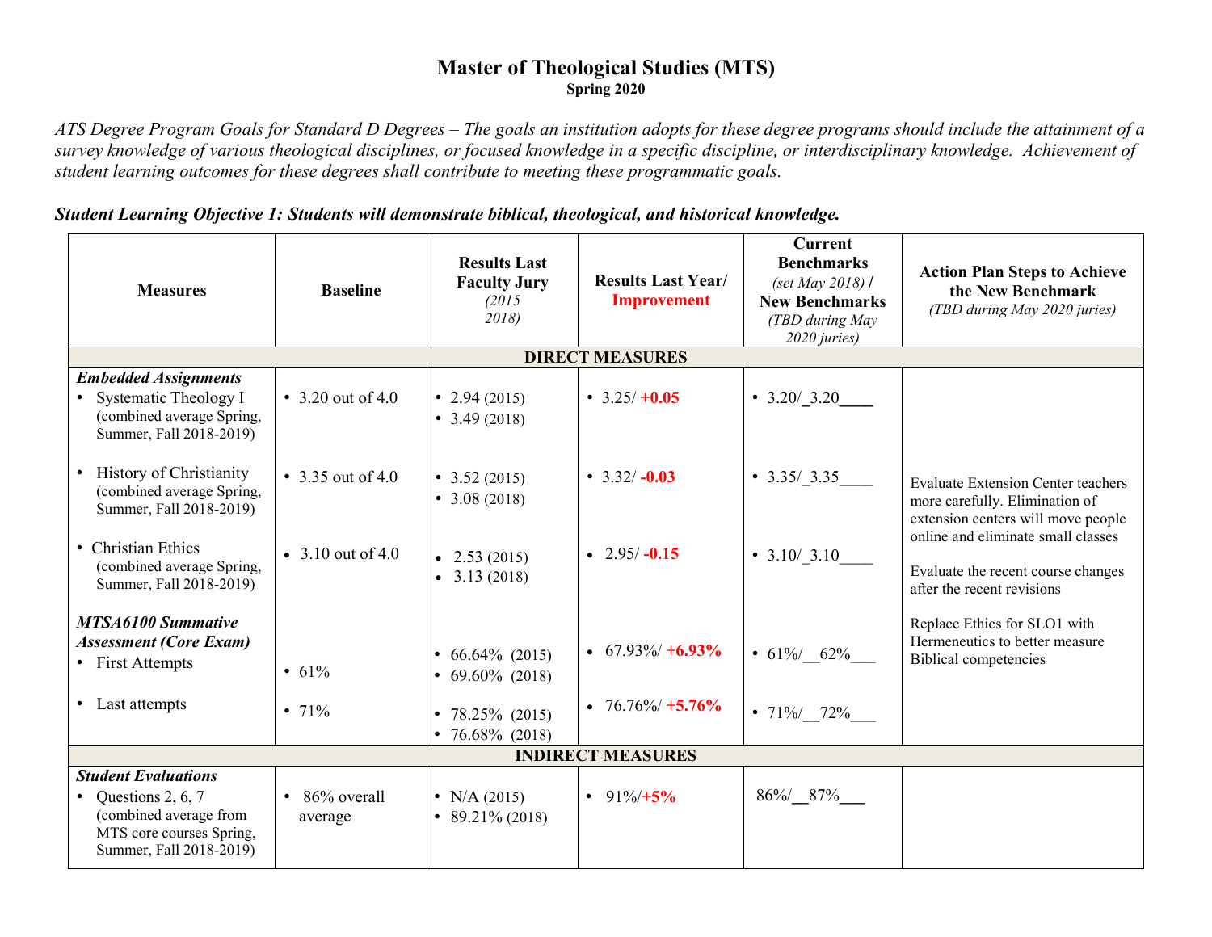# Master of Theological Studies (MTS)

**Spring 2020**

*ATS Degree Program Goals for Standard D Degrees – The goals an institution adopts for these degree programs should include the attainment of a survey knowledge of various theological disciplines, or focused knowledge in a specific discipline, or interdisciplinary knowledge. Achievement of student learning outcomes for these degrees shall contribute to meeting these programmatic goals.*

***Student Learning Objective 1: Students will demonstrate biblical, theological, and historical knowledge.***

| Measures | Baseline | Results Last Faculty Jury *(2015 2018)* | Results Last Year/ Improvement | Current Benchmarks *(set May 2018)* / New Benchmarks *(TBD during May 2020 juries)* | Action Plan Steps to Achieve the New Benchmark *(TBD during May 2020 juries)* |
|---|---|---|---|---|---|
| **DIRECT MEASURES** | | | | | |
| ***Embedded Assignments*** • Systematic Theology I (combined average Spring, Summer, Fall 2018-2019) | • 3.20 out of 4.0 | • 2.94 (2015) • 3.49 (2018) | • 3.25/ **+0.05** | • 3.20/ 3.20 | |
| • History of Christianity (combined average Spring, Summer, Fall 2018-2019) | • 3.35 out of 4.0 | • 3.52 (2015) • 3.08 (2018) | • 3.32/ **-0.03** | • 3.35/ 3.35 | Evaluate Extension Center teachers more carefully. Elimination of extension centers will move people online and eliminate small classes |
| • Christian Ethics (combined average Spring, Summer, Fall 2018-2019) | • 3.10 out of 4.0 | • 2.53 (2015) • 3.13 (2018) | • 2.95/ **-0.15** | • 3.10/ 3.10 | Evaluate the recent course changes after the recent revisions |
| ***MTSA6100 Summative Assessment (Core Exam)*** • First Attempts | • 61% | • 66.64% (2015) • 69.60% (2018) | • 67.93%/ **+6.93%** | • 61%/ 62% | Replace Ethics for SLO1 with Hermeneutics to better measure Biblical competencies |
| • Last attempts | • 71% | • 78.25% (2015) • 76.68% (2018) | • 76.76%/ **+5.76%** | • 71%/ 72% | |
| **INDIRECT MEASURES** | | | | | |
| ***Student Evaluations*** • Questions 2, 6, 7 (combined average from MTS core courses Spring, Summer, Fall 2018-2019) | • 86% overall average | • N/A (2015) • 89.21% (2018) | • 91%/**+5%** | 86%/ 87% | |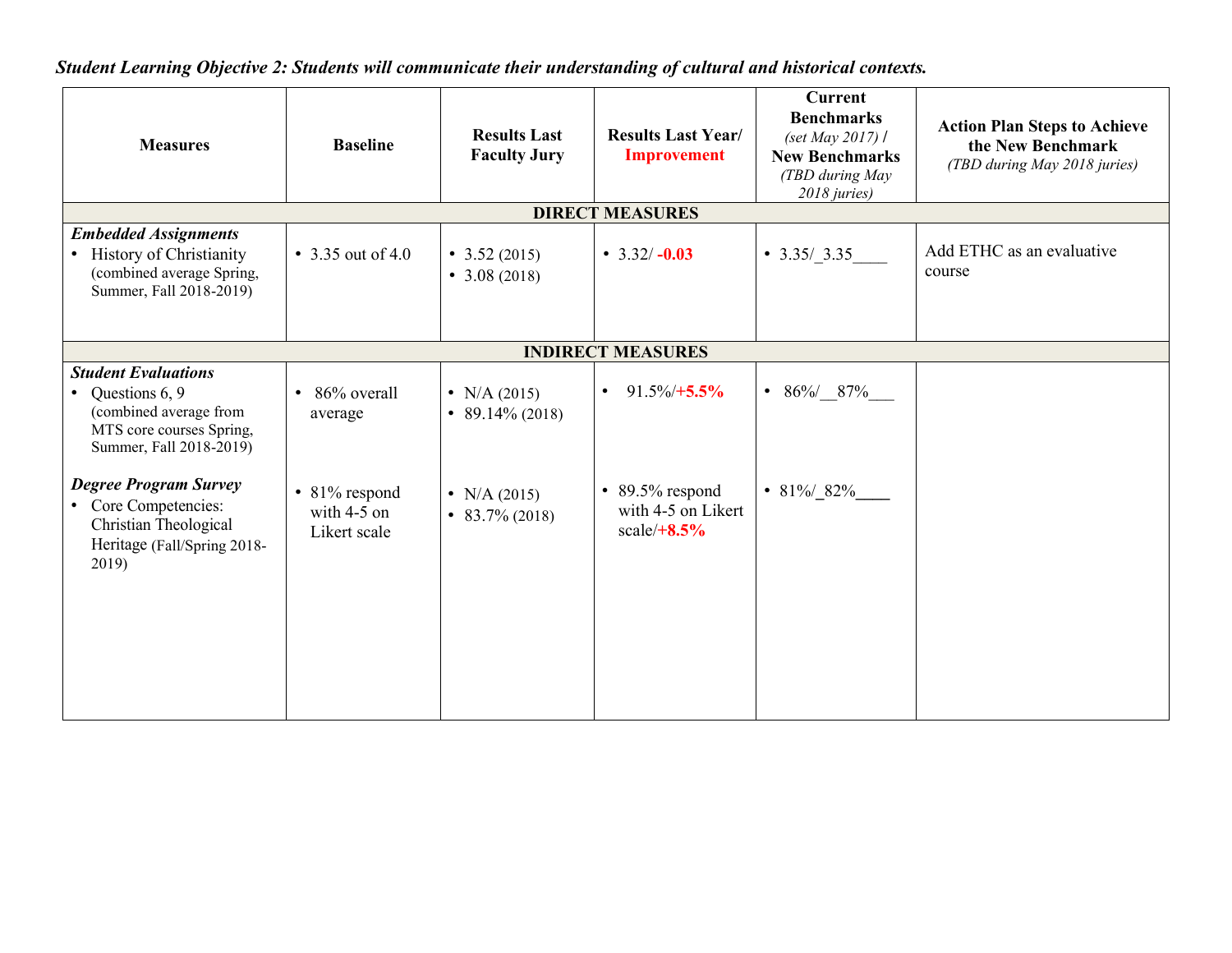***Student Learning Objective 2: Students will communicate their understanding of cultural and historical contexts.***

| Measures | Baseline | Results Last Faculty Jury | Results Last Year/ **Improvement** | Current Benchmarks *(set May 2017)* / New Benchmarks *(TBD during May 2018 juries)* | Action Plan Steps to Achieve the New Benchmark *(TBD during May 2018 juries)* |
|---|---|---|---|---|---|
| **DIRECT MEASURES** | | | | | |
| ***Embedded Assignments*** <br>• History of Christianity (combined average Spring, Summer, Fall 2018-2019) | • 3.35 out of 4.0 | • 3.52 (2015) <br>• 3.08 (2018) | • 3.32/ **-0.03** | • 3.35/_3.35____ | Add ETHC as an evaluative course |
| **INDIRECT MEASURES** | | | | | |
| ***Student Evaluations*** <br>• Questions 6, 9 (combined average from MTS core courses Spring, Summer, Fall 2018-2019) | • 86% overall average | • N/A (2015) <br>• 89.14% (2018) | • 91.5%/**+5.5%** | • 86%/__87%___ | |
| ***Degree Program Survey*** <br>• Core Competencies: Christian Theological Heritage (Fall/Spring 2018-2019) | • 81% respond with 4-5 on Likert scale | • N/A (2015) <br>• 83.7% (2018) | • 89.5% respond with 4-5 on Likert scale/**+8.5%** | • 81%/_82%____ | |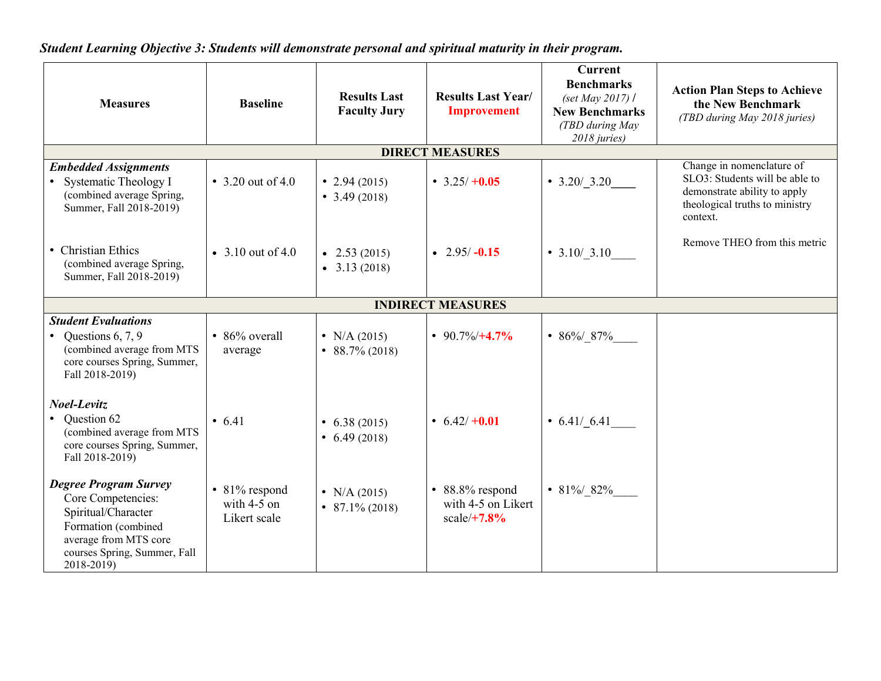***Student Learning Objective 3: Students will demonstrate personal and spiritual maturity in their program.***

| Measures | Baseline | Results Last Faculty Jury | Results Last Year/ Improvement | Current Benchmarks *(set May 2017)* / New Benchmarks *(TBD during May 2018 juries)* | Action Plan Steps to Achieve the New Benchmark *(TBD during May 2018 juries)* |
|---|---|---|---|---|---|
| **DIRECT MEASURES** | | | | | |
| ***Embedded Assignments*** <br>• Systematic Theology I (combined average Spring, Summer, Fall 2018-2019) | • 3.20 out of 4.0 | • 2.94 (2015) <br>• 3.49 (2018) | • 3.25/ **+0.05** | • 3.20/_3.20____ | Change in nomenclature of SLO3: Students will be able to demonstrate ability to apply theological truths to ministry context. |
| • Christian Ethics (combined average Spring, Summer, Fall 2018-2019) | • 3.10 out of 4.0 | • 2.53 (2015) <br>• 3.13 (2018) | • 2.95/ **-0.15** | • 3.10/_3.10____ | Remove THEO from this metric |
| **INDIRECT MEASURES** | | | | | |
| ***Student Evaluations*** <br>• Questions 6, 7, 9 (combined average from MTS core courses Spring, Summer, Fall 2018-2019) | • 86% overall average | • N/A (2015) <br>• 88.7% (2018) | • 90.7%/**+4.7%** | • 86%/_87%____ | |
| ***Noel-Levitz*** <br>• Question 62 (combined average from MTS core courses Spring, Summer, Fall 2018-2019) | • 6.41 | • 6.38 (2015) <br>• 6.49 (2018) | • 6.42/ **+0.01** | • 6.41/_6.41____ | |
| ***Degree Program Survey*** <br>Core Competencies: Spiritual/Character Formation (combined average from MTS core courses Spring, Summer, Fall 2018-2019) | • 81% respond with 4-5 on Likert scale | • N/A (2015) <br>• 87.1% (2018) | • 88.8% respond with 4-5 on Likert scale/**+7.8%** | • 81%/_82%____ | |